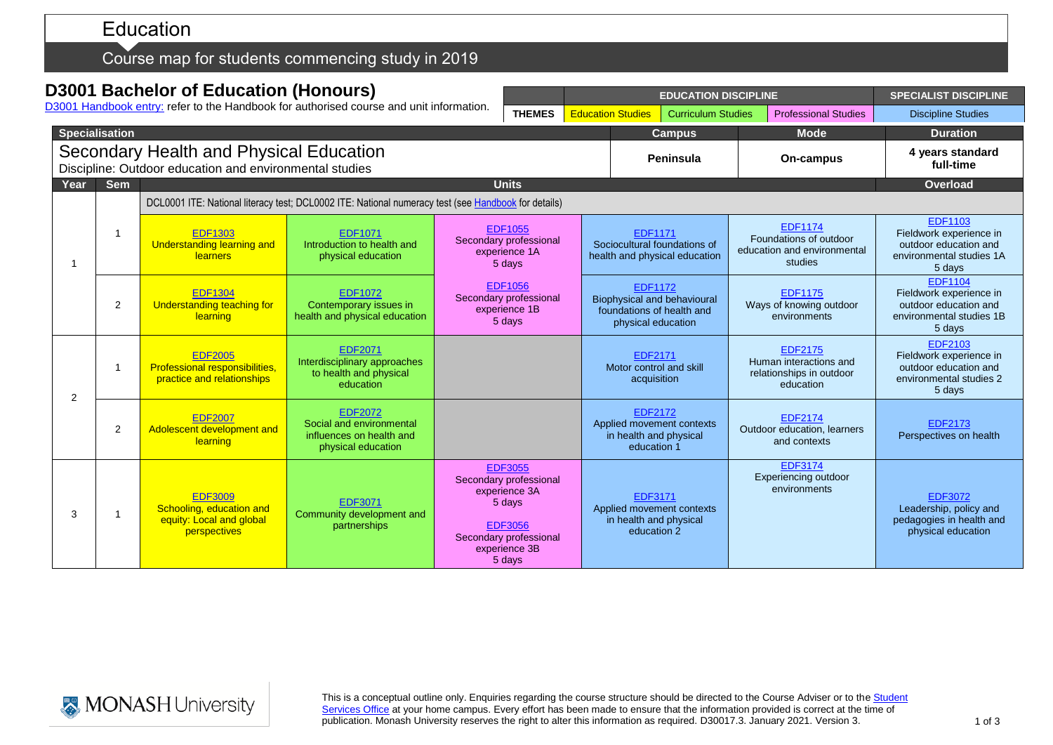# Education

## Course map for students commencing study in 2019

## D3001 Bachelor of Education (Honours)

D3001 Handbook entry: refer to the Handbook for authorised course and unit information.

| | EDUCATION DISCIPLINE | | | SPECIALIST DISCIPLINE |
|---|---|---|---|---|
| THEMES | Education Studies | Curriculum Studies | Professional Studies | Discipline Studies |

| Specialisation | Campus | Mode | Duration |
|---|---|---|---|
| **Secondary Health and Physical Education**<br>Discipline: Outdoor education and environmental studies | **Peninsula** | **On-campus** | **4 years standard full-time** |

| Year | Sem | Units | | | | | Overload |
|---|---|---|---|---|---|---|---|
| 1 | | DCL0001 ITE: National literacy test; DCL0002 ITE: National numeracy test (see Handbook for details) | | | | | |
| 1 | 1 | EDF1303 Understanding learning and learners | EDF1071 Introduction to health and physical education | EDF1055 Secondary professional experience 1A 5 days | EDF1171 Sociocultural foundations of health and physical education | EDF1174 Foundations of outdoor education and environmental studies | EDF1103 Fieldwork experience in outdoor education and environmental studies 1A 5 days |
| 1 | 2 | EDF1304 Understanding teaching for learning | EDF1072 Contemporary issues in health and physical education | EDF1056 Secondary professional experience 1B 5 days | EDF1172 Biophysical and behavioural foundations of health and physical education | EDF1175 Ways of knowing outdoor environments | EDF1104 Fieldwork experience in outdoor education and environmental studies 1B 5 days |
| 2 | 1 | EDF2005 Professional responsibilities, practice and relationships | EDF2071 Interdisciplinary approaches to health and physical education | | EDF2171 Motor control and skill acquisition | EDF2175 Human interactions and relationships in outdoor education | EDF2103 Fieldwork experience in outdoor education and environmental studies 2 5 days |
| 2 | 2 | EDF2007 Adolescent development and learning | EDF2072 Social and environmental influences on health and physical education | | EDF2172 Applied movement contexts in health and physical education 1 | EDF2174 Outdoor education, learners and contexts | EDF2173 Perspectives on health |
| 3 | 1 | EDF3009 Schooling, education and equity: Local and global perspectives | EDF3071 Community development and partnerships | EDF3055 Secondary professional experience 3A 5 days<br>EDF3056 Secondary professional experience 3B 5 days | EDF3171 Applied movement contexts in health and physical education 2 | EDF3174 Experiencing outdoor environments | EDF3072 Leadership, policy and pedagogies in health and physical education |

This is a conceptual outline only. Enquiries regarding the course structure should be directed to the Course Adviser or to the Student Services Office at your home campus. Every effort has been made to ensure that the information provided is correct at the time of publication. Monash University reserves the right to alter this information as required. D30017.3. January 2021. Version 3.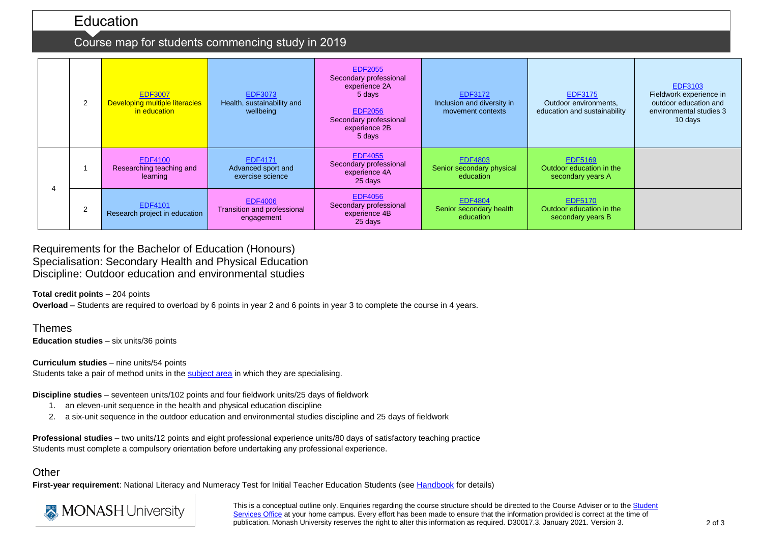# Education

## Course map for students commencing study in 2019

| | | | | | | | |
|---|---|---|---|---|---|---|---|
| | 2 | EDF3007 Developing multiple literacies in education | EDF3073 Health, sustainability and wellbeing | EDF2055 Secondary professional experience 2A 5 days<br>EDF2056 Secondary professional experience 2B 5 days | EDF3172 Inclusion and diversity in movement contexts | EDF3175 Outdoor environments, education and sustainability | EDF3103 Fieldwork experience in outdoor education and environmental studies 3 10 days |
| 4 | 1 | EDF4100 Researching teaching and learning | EDF4171 Advanced sport and exercise science | EDF4055 Secondary professional experience 4A 25 days | EDF4803 Senior secondary physical education | EDF5169 Outdoor education in the secondary years A | |
| | 2 | EDF4101 Research project in education | EDF4006 Transition and professional engagement | EDF4056 Secondary professional experience 4B 25 days | EDF4804 Senior secondary health education | EDF5170 Outdoor education in the secondary years B | |

## Requirements for the Bachelor of Education (Honours)
## Specialisation: Secondary Health and Physical Education
## Discipline: Outdoor education and environmental studies

**Total credit points** – 204 points

**Overload** – Students are required to overload by 6 points in year 2 and 6 points in year 3 to complete the course in 4 years.

## Themes

**Education studies** – six units/36 points

**Curriculum studies** – nine units/54 points
Students take a pair of method units in the subject area in which they are specialising.

**Discipline studies** – seventeen units/102 points and four fieldwork units/25 days of fieldwork

1. an eleven-unit sequence in the health and physical education discipline
2. a six-unit sequence in the outdoor education and environmental studies discipline and 25 days of fieldwork

**Professional studies** – two units/12 points and eight professional experience units/80 days of satisfactory teaching practice
Students must complete a compulsory orientation before undertaking any professional experience.

## Other

**First-year requirement**: National Literacy and Numeracy Test for Initial Teacher Education Students (see Handbook for details)

MONASH University

This is a conceptual outline only. Enquiries regarding the course structure should be directed to the Course Adviser or to the Student Services Office at your home campus. Every effort has been made to ensure that the information provided is correct at the time of publication. Monash University reserves the right to alter this information as required. D30017.3. January 2021. Version 3.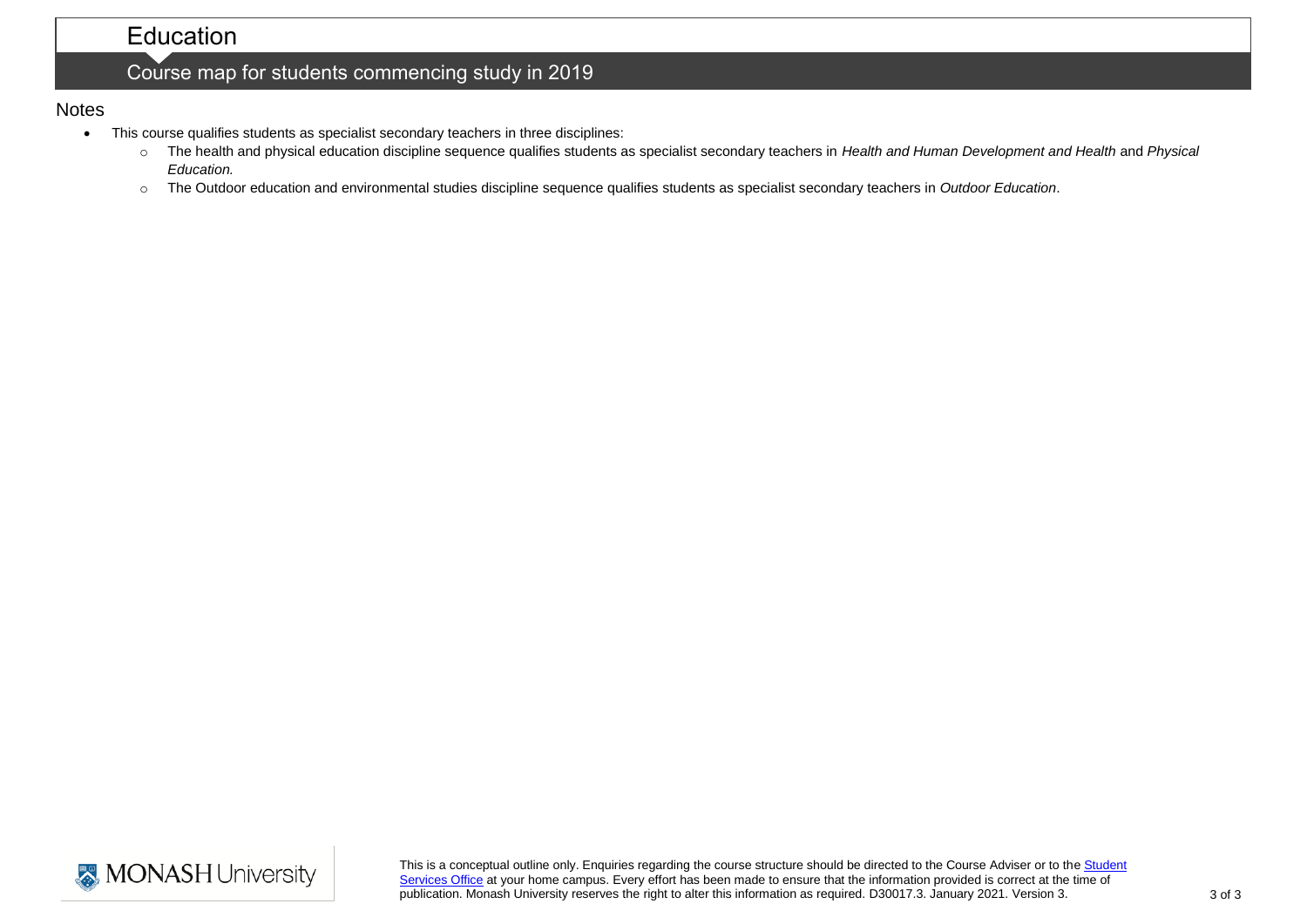## Notes

- This course qualifies students as specialist secondary teachers in three disciplines:
  - The health and physical education discipline sequence qualifies students as specialist secondary teachers in *Health and Human Development and Health* and *Physical Education.*
  - The Outdoor education and environmental studies discipline sequence qualifies students as specialist secondary teachers in *Outdoor Education*.